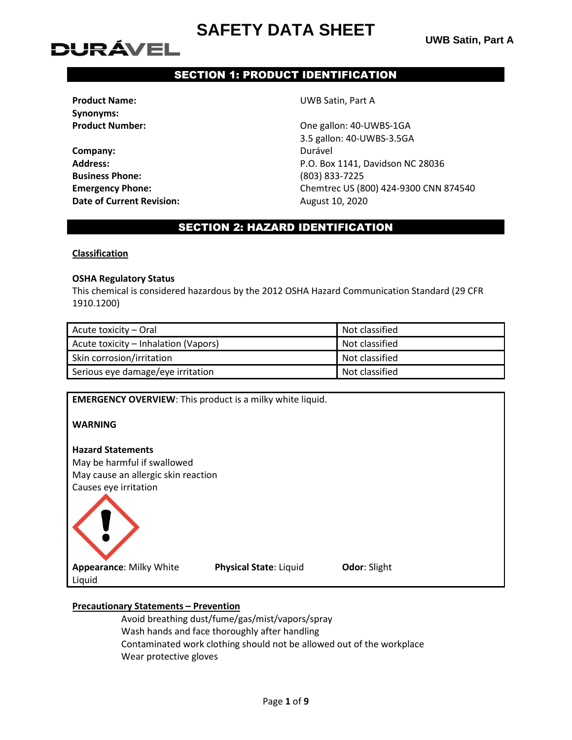# SAFETY DATA SHEET

DURÁVEL

**UWB Satin, Part A**

## SECTION 1: PRODUCT IDENTIFICATION

**Product Name:** UWB Satin, Part A
**Synonyms:**
**Product Number:** One gallon: 40-UWBS-1GA
3.5 gallon: 40-UWBS-3.5GA
**Company:** Durável
**Address:** P.O. Box 1141, Davidson NC 28036
**Business Phone:** (803) 833-7225
**Emergency Phone:** Chemtrec US (800) 424-9300 CNN 874540
**Date of Current Revision:** August 10, 2020

## SECTION 2: HAZARD IDENTIFICATION

**Classification**

**OSHA Regulatory Status**
This chemical is considered hazardous by the 2012 OSHA Hazard Communication Standard (29 CFR 1910.1200)

| | |
|---|---|
| Acute toxicity – Oral | Not classified |
| Acute toxicity – Inhalation (Vapors) | Not classified |
| Skin corrosion/irritation | Not classified |
| Serious eye damage/eye irritation | Not classified |

**EMERGENCY OVERVIEW**: This product is a milky white liquid.

**WARNING**

**Hazard Statements**
May be harmful if swallowed
May cause an allergic skin reaction
Causes eye irritation

**Appearance**: Milky White Liquid **Physical State**: Liquid **Odor**: Slight

**Precautionary Statements – Prevention**

Avoid breathing dust/fume/gas/mist/vapors/spray
Wash hands and face thoroughly after handling
Contaminated work clothing should not be allowed out of the workplace
Wear protective gloves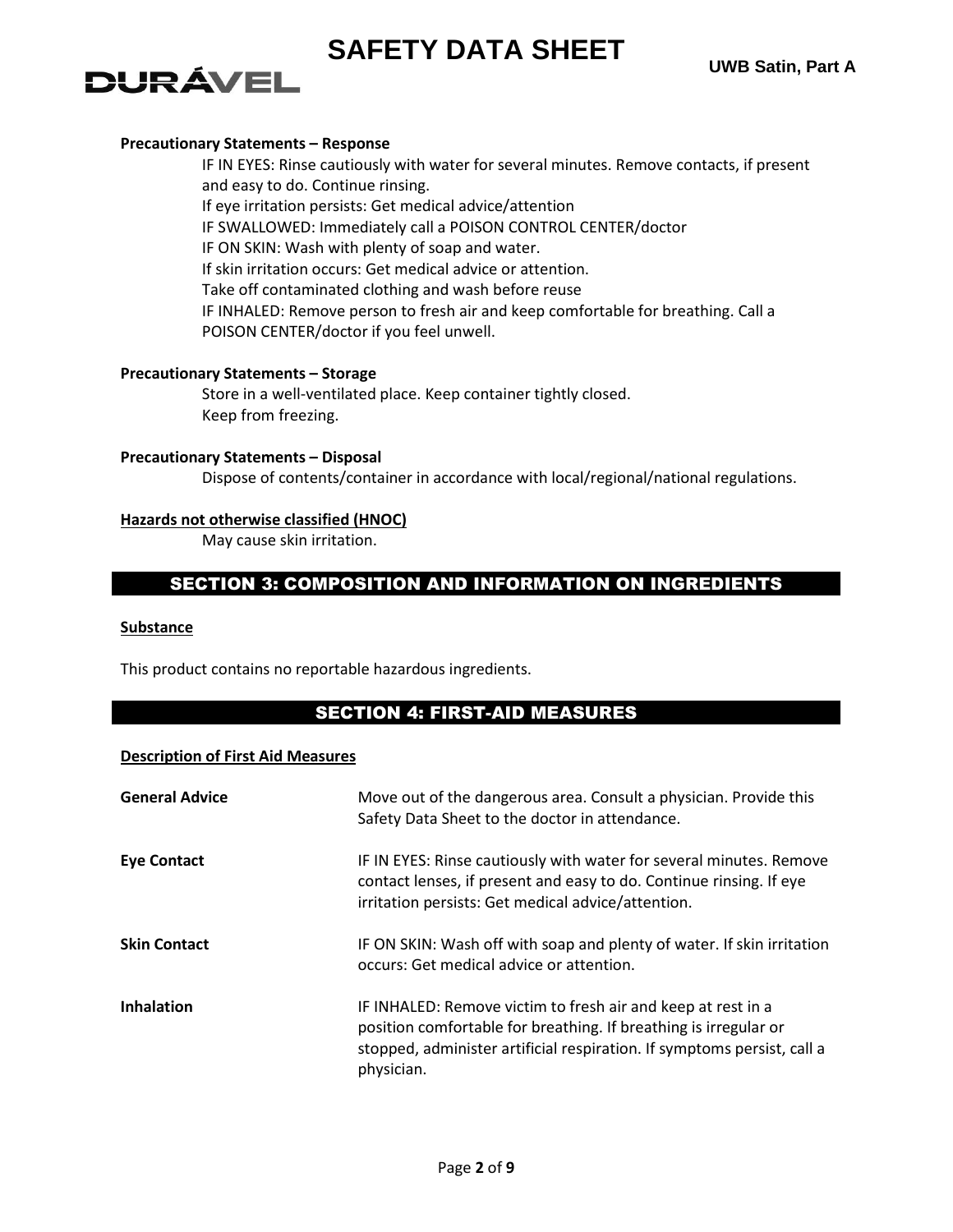**Precautionary Statements – Response**

IF IN EYES: Rinse cautiously with water for several minutes. Remove contacts, if present and easy to do. Continue rinsing.
If eye irritation persists: Get medical advice/attention
IF SWALLOWED: Immediately call a POISON CONTROL CENTER/doctor
IF ON SKIN: Wash with plenty of soap and water.
If skin irritation occurs: Get medical advice or attention.
Take off contaminated clothing and wash before reuse
IF INHALED: Remove person to fresh air and keep comfortable for breathing. Call a POISON CENTER/doctor if you feel unwell.

**Precautionary Statements – Storage**

Store in a well-ventilated place. Keep container tightly closed.
Keep from freezing.

**Precautionary Statements – Disposal**

Dispose of contents/container in accordance with local/regional/national regulations.

**Hazards not otherwise classified (HNOC)**

May cause skin irritation.

## SECTION 3: COMPOSITION AND INFORMATION ON INGREDIENTS

**Substance**

This product contains no reportable hazardous ingredients.

## SECTION 4: FIRST-AID MEASURES

**Description of First Aid Measures**

**General Advice** — Move out of the dangerous area. Consult a physician. Provide this Safety Data Sheet to the doctor in attendance.

**Eye Contact** — IF IN EYES: Rinse cautiously with water for several minutes. Remove contact lenses, if present and easy to do. Continue rinsing. If eye irritation persists: Get medical advice/attention.

**Skin Contact** — IF ON SKIN: Wash off with soap and plenty of water. If skin irritation occurs: Get medical advice or attention.

**Inhalation** — IF INHALED: Remove victim to fresh air and keep at rest in a position comfortable for breathing. If breathing is irregular or stopped, administer artificial respiration. If symptoms persist, call a physician.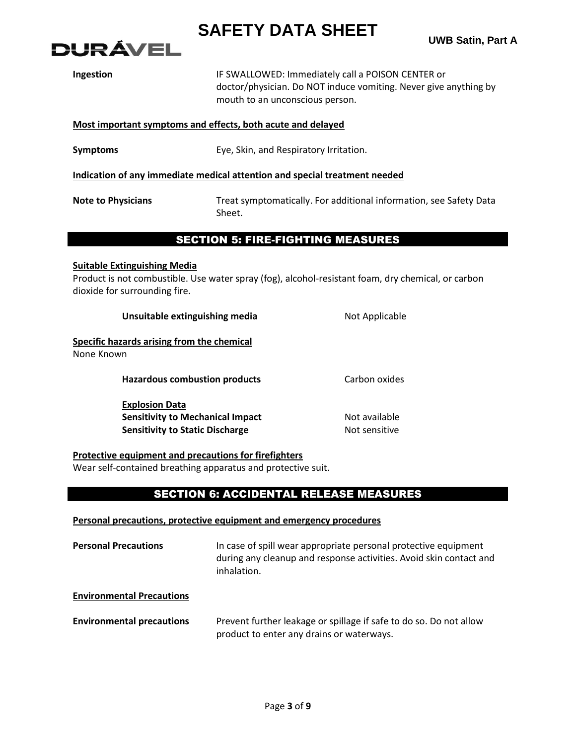**Ingestion** IF SWALLOWED: Immediately call a POISON CENTER or doctor/physician. Do NOT induce vomiting. Never give anything by mouth to an unconscious person.

**Most important symptoms and effects, both acute and delayed**

**Symptoms** Eye, Skin, and Respiratory Irritation.

**Indication of any immediate medical attention and special treatment needed**

**Note to Physicians** Treat symptomatically. For additional information, see Safety Data Sheet.

## SECTION 5: FIRE-FIGHTING MEASURES

**Suitable Extinguishing Media**

Product is not combustible. Use water spray (fog), alcohol-resistant foam, dry chemical, or carbon dioxide for surrounding fire.

**Unsuitable extinguishing media** Not Applicable

**Specific hazards arising from the chemical**

None Known

**Hazardous combustion products** Carbon oxides

**Explosion Data**

**Sensitivity to Mechanical Impact** Not available

**Sensitivity to Static Discharge** Not sensitive

**Protective equipment and precautions for firefighters**

Wear self-contained breathing apparatus and protective suit.

## SECTION 6: ACCIDENTAL RELEASE MEASURES

**Personal precautions, protective equipment and emergency procedures**

**Personal Precautions** In case of spill wear appropriate personal protective equipment during any cleanup and response activities. Avoid skin contact and inhalation.

**Environmental Precautions**

**Environmental precautions** Prevent further leakage or spillage if safe to do so. Do not allow product to enter any drains or waterways.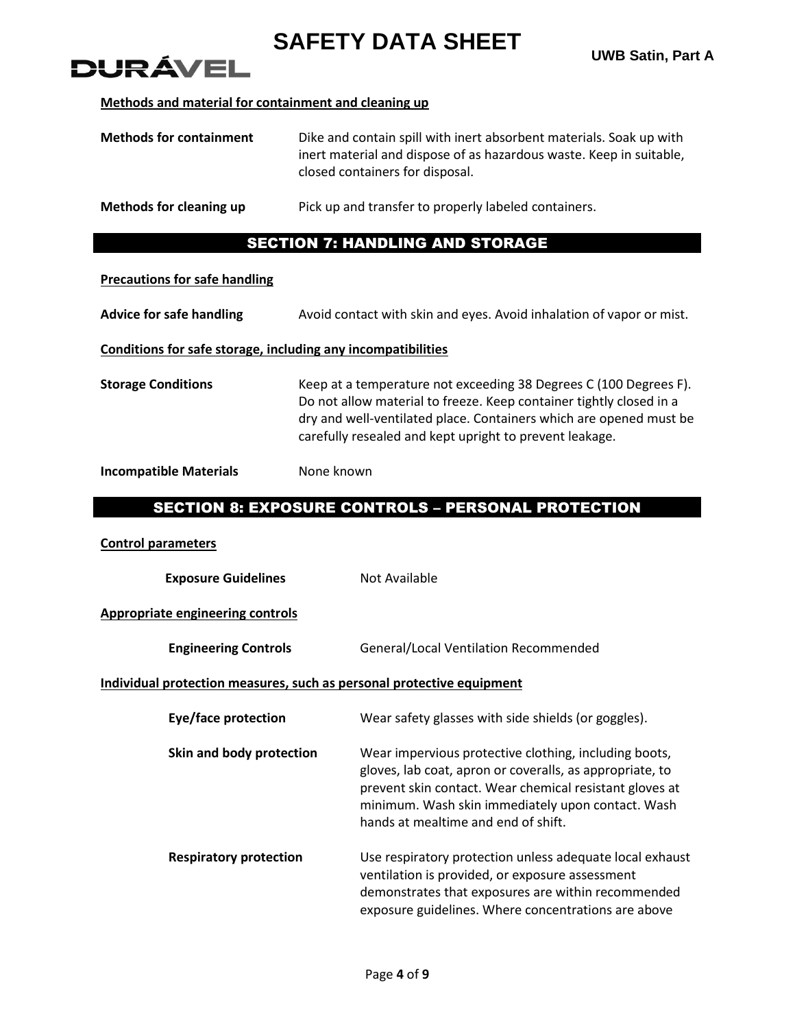**Methods and material for containment and cleaning up**

**Methods for containment** Dike and contain spill with inert absorbent materials. Soak up with inert material and dispose of as hazardous waste. Keep in suitable, closed containers for disposal.

**Methods for cleaning up** Pick up and transfer to properly labeled containers.

## SECTION 7: HANDLING AND STORAGE

**Precautions for safe handling**

**Advice for safe handling** Avoid contact with skin and eyes. Avoid inhalation of vapor or mist.

**Conditions for safe storage, including any incompatibilities**

**Storage Conditions** Keep at a temperature not exceeding 38 Degrees C (100 Degrees F). Do not allow material to freeze. Keep container tightly closed in a dry and well-ventilated place. Containers which are opened must be carefully resealed and kept upright to prevent leakage.

**Incompatible Materials** None known

## SECTION 8: EXPOSURE CONTROLS – PERSONAL PROTECTION

**Control parameters**

**Exposure Guidelines** Not Available

**Appropriate engineering controls**

**Engineering Controls** General/Local Ventilation Recommended

**Individual protection measures, such as personal protective equipment**

**Eye/face protection** Wear safety glasses with side shields (or goggles).

**Skin and body protection** Wear impervious protective clothing, including boots, gloves, lab coat, apron or coveralls, as appropriate, to prevent skin contact. Wear chemical resistant gloves at minimum. Wash skin immediately upon contact. Wash hands at mealtime and end of shift.

**Respiratory protection** Use respiratory protection unless adequate local exhaust ventilation is provided, or exposure assessment demonstrates that exposures are within recommended exposure guidelines. Where concentrations are above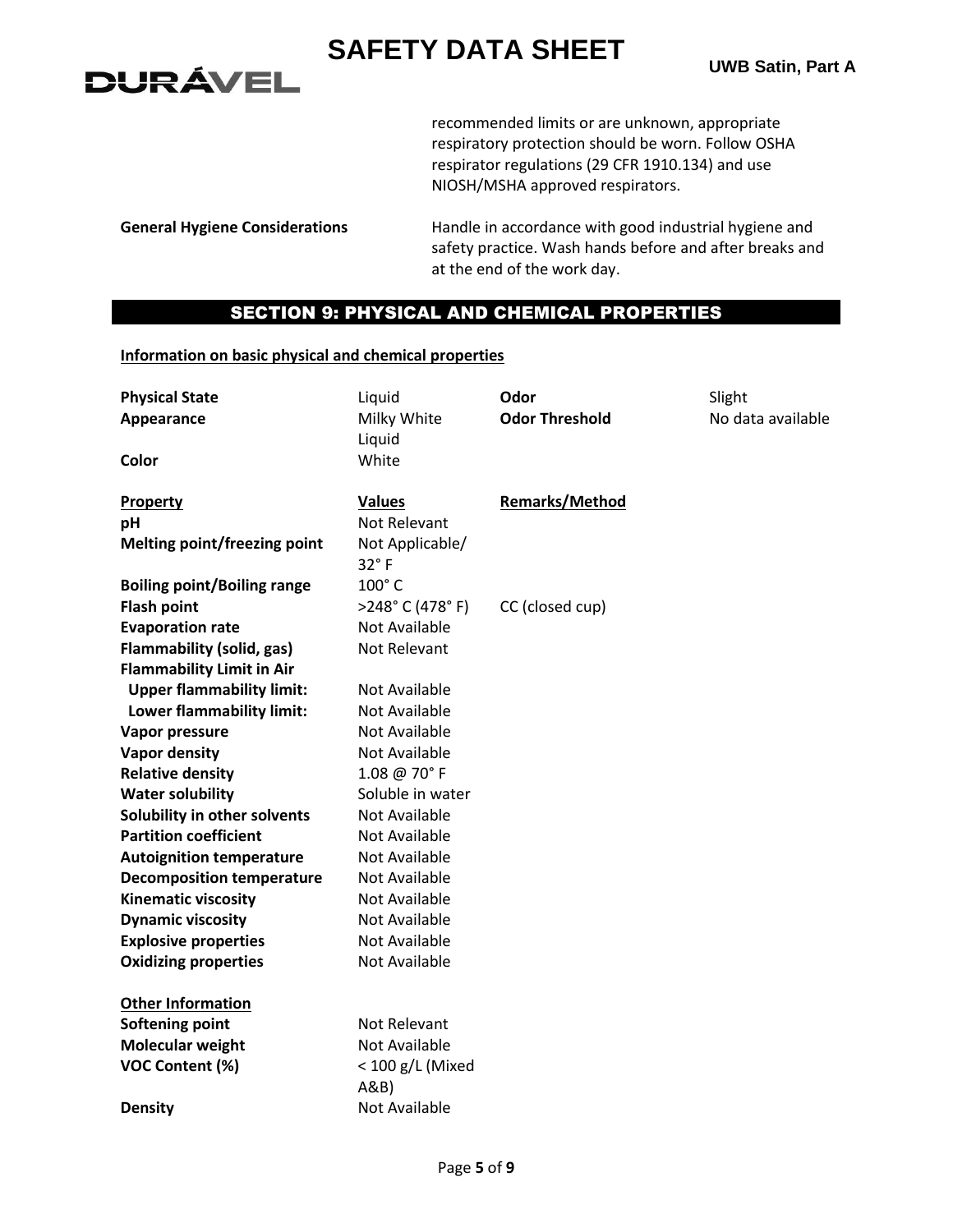recommended limits or are unknown, appropriate respiratory protection should be worn. Follow OSHA respirator regulations (29 CFR 1910.134) and use NIOSH/MSHA approved respirators.

**General Hygiene Considerations** Handle in accordance with good industrial hygiene and safety practice. Wash hands before and after breaks and at the end of the work day.

## SECTION 9: PHYSICAL AND CHEMICAL PROPERTIES

**Information on basic physical and chemical properties**

| | | | |
|---|---|---|---|
| **Physical State** | Liquid | **Odor** | Slight |
| **Appearance** | Milky White Liquid | **Odor Threshold** | No data available |
| **Color** | White | | |

| **Property** | **Values** | **Remarks/Method** |
|---|---|---|
| **pH** | Not Relevant | |
| **Melting point/freezing point** | Not Applicable/ 32° F | |
| **Boiling point/Boiling range** | 100° C | |
| **Flash point** | >248° C (478° F) | CC (closed cup) |
| **Evaporation rate** | Not Available | |
| **Flammability (solid, gas)** | Not Relevant | |
| **Flammability Limit in Air** | | |
| **Upper flammability limit:** | Not Available | |
| **Lower flammability limit:** | Not Available | |
| **Vapor pressure** | Not Available | |
| **Vapor density** | Not Available | |
| **Relative density** | 1.08 @ 70° F | |
| **Water solubility** | Soluble in water | |
| **Solubility in other solvents** | Not Available | |
| **Partition coefficient** | Not Available | |
| **Autoignition temperature** | Not Available | |
| **Decomposition temperature** | Not Available | |
| **Kinematic viscosity** | Not Available | |
| **Dynamic viscosity** | Not Available | |
| **Explosive properties** | Not Available | |
| **Oxidizing properties** | Not Available | |

**Other Information**

| | |
|---|---|
| **Softening point** | Not Relevant |
| **Molecular weight** | Not Available |
| **VOC Content (%)** | < 100 g/L (Mixed A&B) |
| **Density** | Not Available |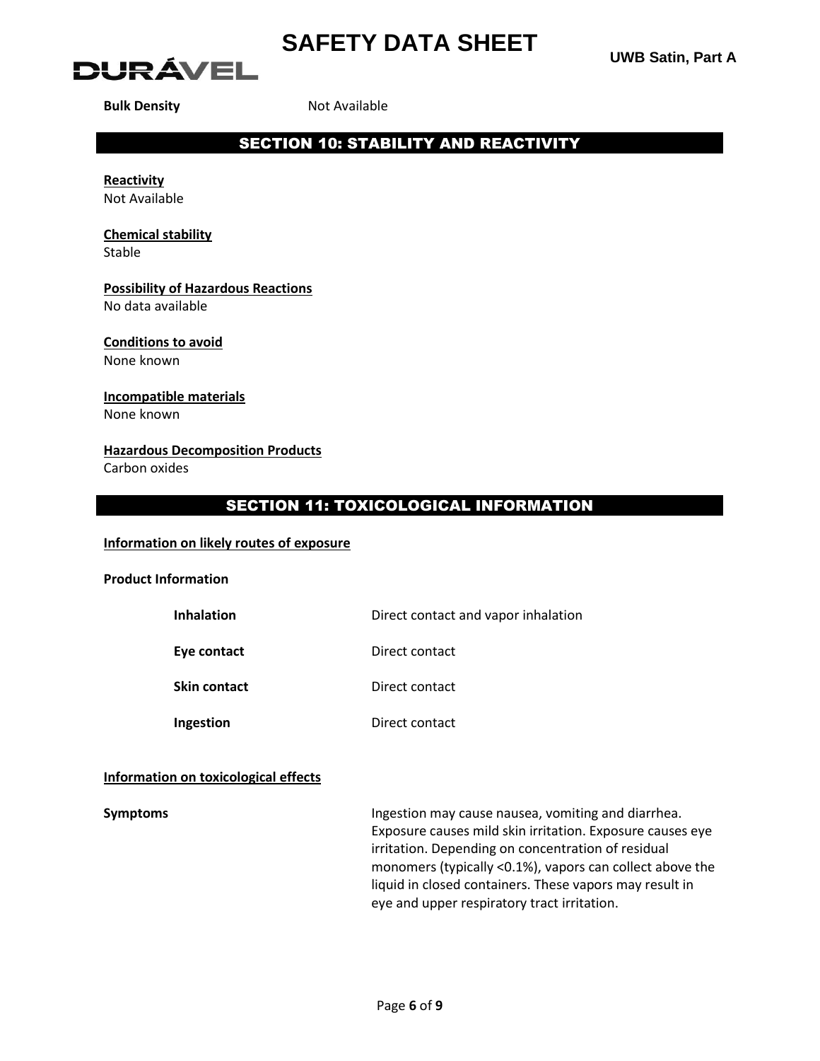| | |
|---|---|
| **Bulk Density** | Not Available |

## SECTION 10: STABILITY AND REACTIVITY

**Reactivity**
Not Available

**Chemical stability**
Stable

**Possibility of Hazardous Reactions**
No data available

**Conditions to avoid**
None known

**Incompatible materials**
None known

**Hazardous Decomposition Products**
Carbon oxides

## SECTION 11: TOXICOLOGICAL INFORMATION

**Information on likely routes of exposure**

**Product Information**

| | |
|---|---|
| **Inhalation** | Direct contact and vapor inhalation |
| **Eye contact** | Direct contact |
| **Skin contact** | Direct contact |
| **Ingestion** | Direct contact |

**Information on toxicological effects**

| | |
|---|---|
| **Symptoms** | Ingestion may cause nausea, vomiting and diarrhea. Exposure causes mild skin irritation. Exposure causes eye irritation. Depending on concentration of residual monomers (typically <0.1%), vapors can collect above the liquid in closed containers. These vapors may result in eye and upper respiratory tract irritation. |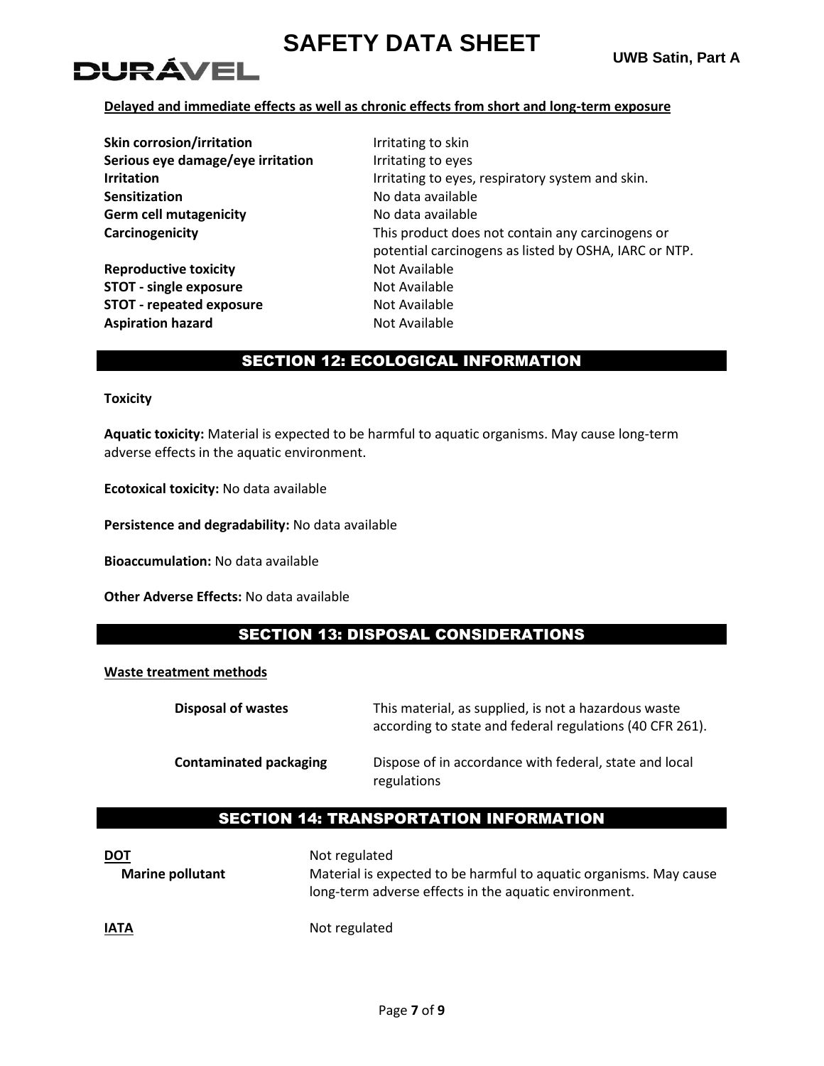**Delayed and immediate effects as well as chronic effects from short and long-term exposure**

| | |
|---|---|
| **Skin corrosion/irritation** | Irritating to skin |
| **Serious eye damage/eye irritation** | Irritating to eyes |
| **Irritation** | Irritating to eyes, respiratory system and skin. |
| **Sensitization** | No data available |
| **Germ cell mutagenicity** | No data available |
| **Carcinogenicity** | This product does not contain any carcinogens or potential carcinogens as listed by OSHA, IARC or NTP. |
| **Reproductive toxicity** | Not Available |
| **STOT - single exposure** | Not Available |
| **STOT - repeated exposure** | Not Available |
| **Aspiration hazard** | Not Available |

## SECTION 12: ECOLOGICAL INFORMATION

**Toxicity**

**Aquatic toxicity:** Material is expected to be harmful to aquatic organisms. May cause long-term adverse effects in the aquatic environment.

**Ecotoxical toxicity:** No data available

**Persistence and degradability:** No data available

**Bioaccumulation:** No data available

**Other Adverse Effects:** No data available

## SECTION 13: DISPOSAL CONSIDERATIONS

**Waste treatment methods**

| | |
|---|---|
| **Disposal of wastes** | This material, as supplied, is not a hazardous waste according to state and federal regulations (40 CFR 261). |
| **Contaminated packaging** | Dispose of in accordance with federal, state and local regulations |

## SECTION 14: TRANSPORTATION INFORMATION

| | |
|---|---|
| **DOT** | Not regulated |
| **Marine pollutant** | Material is expected to be harmful to aquatic organisms. May cause long-term adverse effects in the aquatic environment. |
| **IATA** | Not regulated |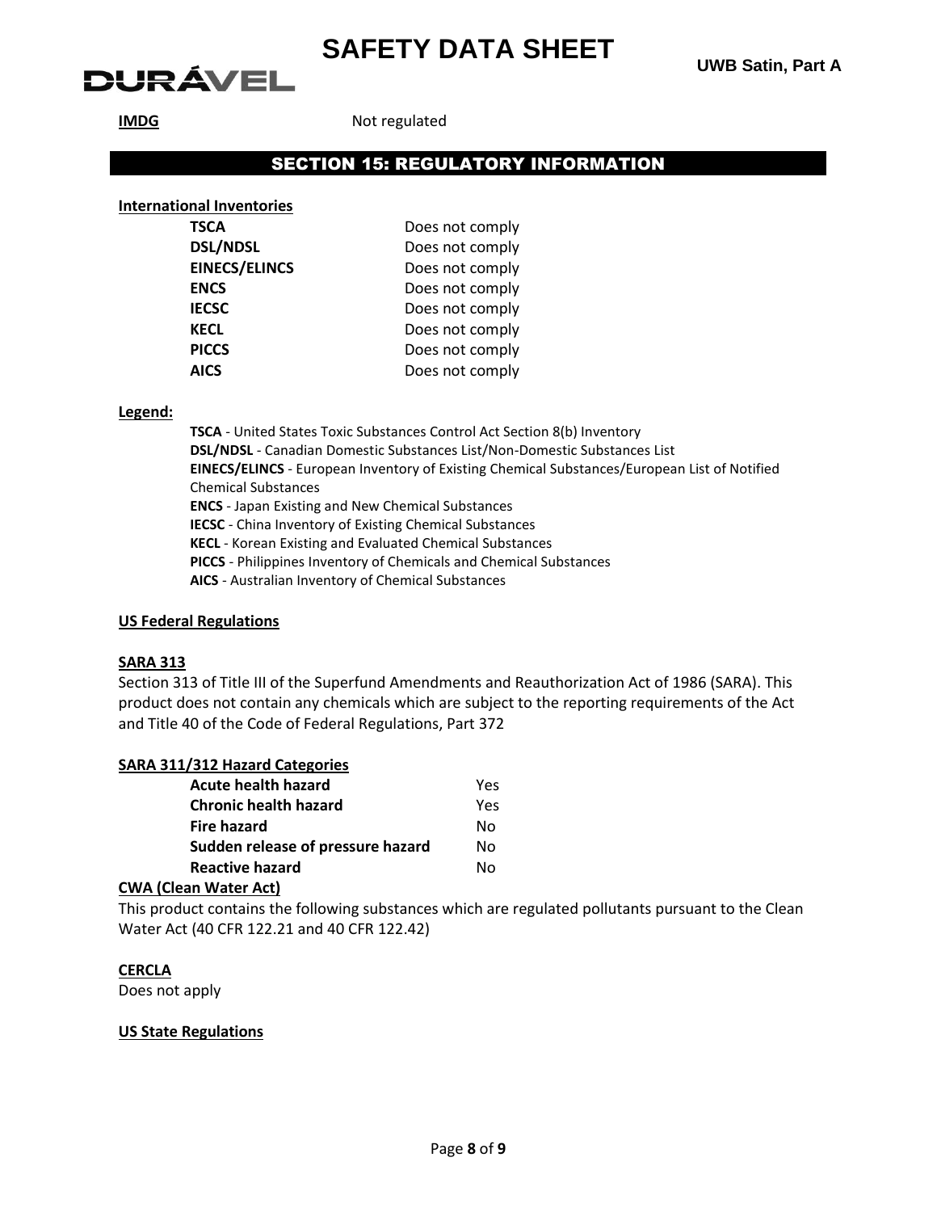| | |
|---|---|
| **IMDG** | Not regulated |

## SECTION 15: REGULATORY INFORMATION

**International Inventories**

| | |
|---|---|
| **TSCA** | Does not comply |
| **DSL/NDSL** | Does not comply |
| **EINECS/ELINCS** | Does not comply |
| **ENCS** | Does not comply |
| **IECSC** | Does not comply |
| **KECL** | Does not comply |
| **PICCS** | Does not comply |
| **AICS** | Does not comply |

**Legend:**

**TSCA** - United States Toxic Substances Control Act Section 8(b) Inventory
**DSL/NDSL** - Canadian Domestic Substances List/Non-Domestic Substances List
**EINECS/ELINCS** - European Inventory of Existing Chemical Substances/European List of Notified Chemical Substances
**ENCS** - Japan Existing and New Chemical Substances
**IECSC** - China Inventory of Existing Chemical Substances
**KECL** - Korean Existing and Evaluated Chemical Substances
**PICCS** - Philippines Inventory of Chemicals and Chemical Substances
**AICS** - Australian Inventory of Chemical Substances

**US Federal Regulations**

**SARA 313**
Section 313 of Title III of the Superfund Amendments and Reauthorization Act of 1986 (SARA). This product does not contain any chemicals which are subject to the reporting requirements of the Act and Title 40 of the Code of Federal Regulations, Part 372

**SARA 311/312 Hazard Categories**

| | |
|---|---|
| **Acute health hazard** | Yes |
| **Chronic health hazard** | Yes |
| **Fire hazard** | No |
| **Sudden release of pressure hazard** | No |
| **Reactive hazard** | No |

**CWA (Clean Water Act)**
This product contains the following substances which are regulated pollutants pursuant to the Clean Water Act (40 CFR 122.21 and 40 CFR 122.42)

**CERCLA**
Does not apply

**US State Regulations**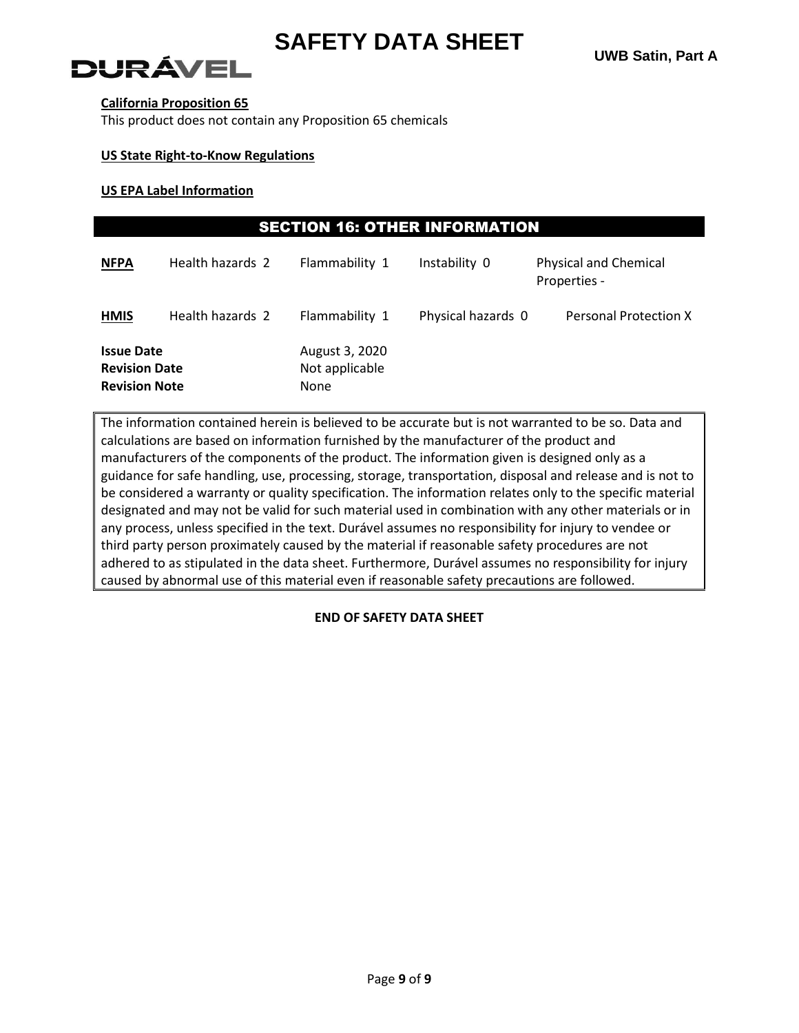**California Proposition 65**

This product does not contain any Proposition 65 chemicals

**US State Right-to-Know Regulations**

**US EPA Label Information**

## SECTION 16: OTHER INFORMATION

| | | | | |
|---|---|---|---|---|
| **NFPA** | Health hazards 2 | Flammability 1 | Instability 0 | Physical and Chemical Properties - |
| **HMIS** | Health hazards 2 | Flammability 1 | Physical hazards 0 | Personal Protection X |

| | |
|---|---|
| **Issue Date** | August 3, 2020 |
| **Revision Date** | Not applicable |
| **Revision Note** | None |

The information contained herein is believed to be accurate but is not warranted to be so. Data and calculations are based on information furnished by the manufacturer of the product and manufacturers of the components of the product. The information given is designed only as a guidance for safe handling, use, processing, storage, transportation, disposal and release and is not to be considered a warranty or quality specification. The information relates only to the specific material designated and may not be valid for such material used in combination with any other materials or in any process, unless specified in the text. Durável assumes no responsibility for injury to vendee or third party person proximately caused by the material if reasonable safety procedures are not adhered to as stipulated in the data sheet. Furthermore, Durável assumes no responsibility for injury caused by abnormal use of this material even if reasonable safety precautions are followed.

**END OF SAFETY DATA SHEET**